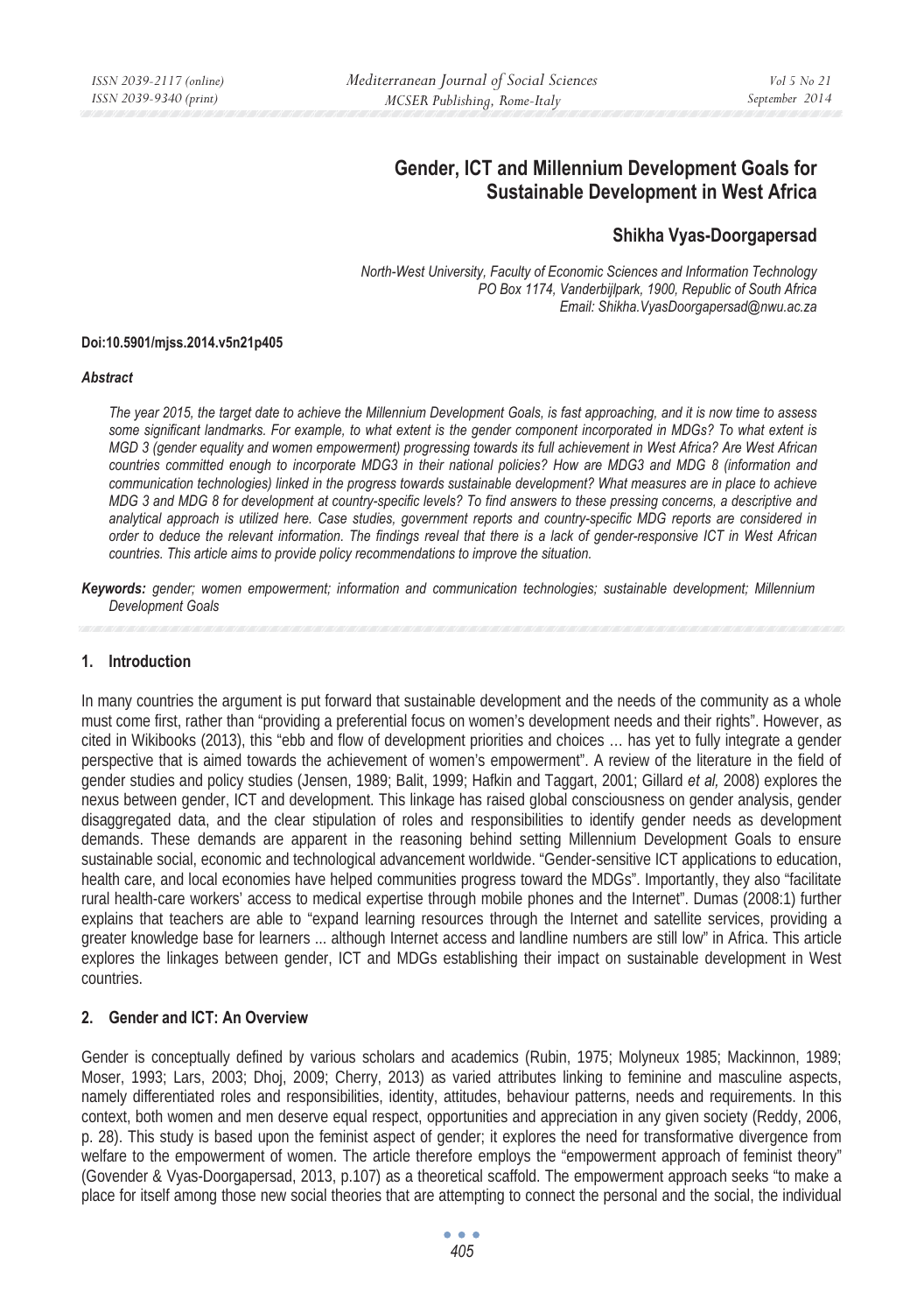# Gender, ICT and Millennium Development Goals for Sustainable Development in West Africa

## Shikha Vyas-Doorgapersad

*North-West University, Faculty of Economic Sciences and Information Technology*
*PO Box 1174, Vanderbijlpark, 1900, Republic of South Africa*
*Email: Shikha.VyasDoorgapersad@nwu.ac.za*

**Doi:10.5901/mjss.2014.v5n21p405**

***Abstract***

*The year 2015, the target date to achieve the Millennium Development Goals, is fast approaching, and it is now time to assess some significant landmarks. For example, to what extent is the gender component incorporated in MDGs? To what extent is MGD 3 (gender equality and women empowerment) progressing towards its full achievement in West Africa? Are West African countries committed enough to incorporate MDG3 in their national policies? How are MDG3 and MDG 8 (information and communication technologies) linked in the progress towards sustainable development? What measures are in place to achieve MDG 3 and MDG 8 for development at country-specific levels? To find answers to these pressing concerns, a descriptive and analytical approach is utilized here. Case studies, government reports and country-specific MDG reports are considered in order to deduce the relevant information. The findings reveal that there is a lack of gender-responsive ICT in West African countries. This article aims to provide policy recommendations to improve the situation.*

***Keywords:*** *gender; women empowerment; information and communication technologies; sustainable development; Millennium Development Goals*

## 1. Introduction

In many countries the argument is put forward that sustainable development and the needs of the community as a whole must come first, rather than "providing a preferential focus on women's development needs and their rights". However, as cited in Wikibooks (2013), this "ebb and flow of development priorities and choices … has yet to fully integrate a gender perspective that is aimed towards the achievement of women's empowerment". A review of the literature in the field of gender studies and policy studies (Jensen, 1989; Balit, 1999; Hafkin and Taggart, 2001; Gillard *et al,* 2008) explores the nexus between gender, ICT and development. This linkage has raised global consciousness on gender analysis, gender disaggregated data, and the clear stipulation of roles and responsibilities to identify gender needs as development demands. These demands are apparent in the reasoning behind setting Millennium Development Goals to ensure sustainable social, economic and technological advancement worldwide. "Gender-sensitive ICT applications to education, health care, and local economies have helped communities progress toward the MDGs". Importantly, they also "facilitate rural health-care workers' access to medical expertise through mobile phones and the Internet". Dumas (2008:1) further explains that teachers are able to "expand learning resources through the Internet and satellite services, providing a greater knowledge base for learners ... although Internet access and landline numbers are still low" in Africa. This article explores the linkages between gender, ICT and MDGs establishing their impact on sustainable development in West countries.

## 2. Gender and ICT: An Overview

Gender is conceptually defined by various scholars and academics (Rubin, 1975; Molyneux 1985; Mackinnon, 1989; Moser, 1993; Lars, 2003; Dhoj, 2009; Cherry, 2013) as varied attributes linking to feminine and masculine aspects, namely differentiated roles and responsibilities, identity, attitudes, behaviour patterns, needs and requirements. In this context, both women and men deserve equal respect, opportunities and appreciation in any given society (Reddy, 2006, p. 28). This study is based upon the feminist aspect of gender; it explores the need for transformative divergence from welfare to the empowerment of women. The article therefore employs the "empowerment approach of feminist theory" (Govender & Vyas-Doorgapersad, 2013, p.107) as a theoretical scaffold. The empowerment approach seeks "to make a place for itself among those new social theories that are attempting to connect the personal and the social, the individual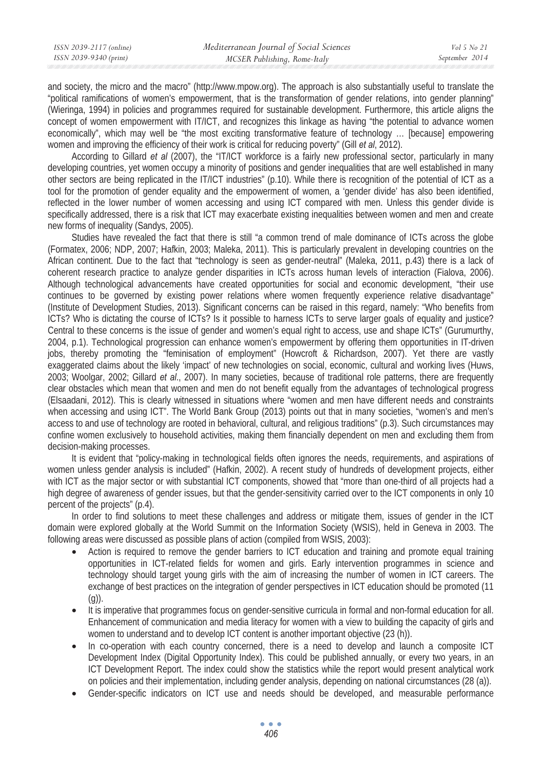and society, the micro and the macro" (http://www.mpow.org). The approach is also substantially useful to translate the "political ramifications of women's empowerment, that is the transformation of gender relations, into gender planning" (Wieringa, 1994) in policies and programmes required for sustainable development. Furthermore, this article aligns the concept of women empowerment with IT/ICT, and recognizes this linkage as having "the potential to advance women economically", which may well be "the most exciting transformative feature of technology … [because] empowering women and improving the efficiency of their work is critical for reducing poverty" (Gill *et al*, 2012).

According to Gillard *et al* (2007), the "IT/ICT workforce is a fairly new professional sector, particularly in many developing countries, yet women occupy a minority of positions and gender inequalities that are well established in many other sectors are being replicated in the IT/ICT industries" (p.10). While there is recognition of the potential of ICT as a tool for the promotion of gender equality and the empowerment of women, a 'gender divide' has also been identified, reflected in the lower number of women accessing and using ICT compared with men. Unless this gender divide is specifically addressed, there is a risk that ICT may exacerbate existing inequalities between women and men and create new forms of inequality (Sandys, 2005).

Studies have revealed the fact that there is still "a common trend of male dominance of ICTs across the globe (Formatex, 2006; NDP, 2007; Hafkin, 2003; Maleka, 2011). This is particularly prevalent in developing countries on the African continent. Due to the fact that "technology is seen as gender-neutral" (Maleka, 2011, p.43) there is a lack of coherent research practice to analyze gender disparities in ICTs across human levels of interaction (Fialova, 2006). Although technological advancements have created opportunities for social and economic development, "their use continues to be governed by existing power relations where women frequently experience relative disadvantage" (Institute of Development Studies, 2013). Significant concerns can be raised in this regard, namely: "Who benefits from ICTs? Who is dictating the course of ICTs? Is it possible to harness ICTs to serve larger goals of equality and justice? Central to these concerns is the issue of gender and women's equal right to access, use and shape ICTs" (Gurumurthy, 2004, p.1). Technological progression can enhance women's empowerment by offering them opportunities in IT-driven jobs, thereby promoting the "feminisation of employment" (Howcroft & Richardson, 2007). Yet there are vastly exaggerated claims about the likely 'impact' of new technologies on social, economic, cultural and working lives (Huws, 2003; Woolgar, 2002; Gillard *et al*., 2007). In many societies, because of traditional role patterns, there are frequently clear obstacles which mean that women and men do not benefit equally from the advantages of technological progress (Elsaadani, 2012). This is clearly witnessed in situations where "women and men have different needs and constraints when accessing and using ICT". The World Bank Group (2013) points out that in many societies, "women's and men's access to and use of technology are rooted in behavioral, cultural, and religious traditions" (p.3). Such circumstances may confine women exclusively to household activities, making them financially dependent on men and excluding them from decision-making processes.

It is evident that "policy-making in technological fields often ignores the needs, requirements, and aspirations of women unless gender analysis is included" (Hafkin, 2002). A recent study of hundreds of development projects, either with ICT as the major sector or with substantial ICT components, showed that "more than one-third of all projects had a high degree of awareness of gender issues, but that the gender-sensitivity carried over to the ICT components in only 10 percent of the projects" (p.4).

In order to find solutions to meet these challenges and address or mitigate them, issues of gender in the ICT domain were explored globally at the World Summit on the Information Society (WSIS), held in Geneva in 2003. The following areas were discussed as possible plans of action (compiled from WSIS, 2003):

- Action is required to remove the gender barriers to ICT education and training and promote equal training opportunities in ICT-related fields for women and girls. Early intervention programmes in science and technology should target young girls with the aim of increasing the number of women in ICT careers. The exchange of best practices on the integration of gender perspectives in ICT education should be promoted (11 (g)).
- It is imperative that programmes focus on gender-sensitive curricula in formal and non-formal education for all. Enhancement of communication and media literacy for women with a view to building the capacity of girls and women to understand and to develop ICT content is another important objective (23 (h)).
- In co-operation with each country concerned, there is a need to develop and launch a composite ICT Development Index (Digital Opportunity Index). This could be published annually, or every two years, in an ICT Development Report. The index could show the statistics while the report would present analytical work on policies and their implementation, including gender analysis, depending on national circumstances (28 (a)).
- Gender-specific indicators on ICT use and needs should be developed, and measurable performance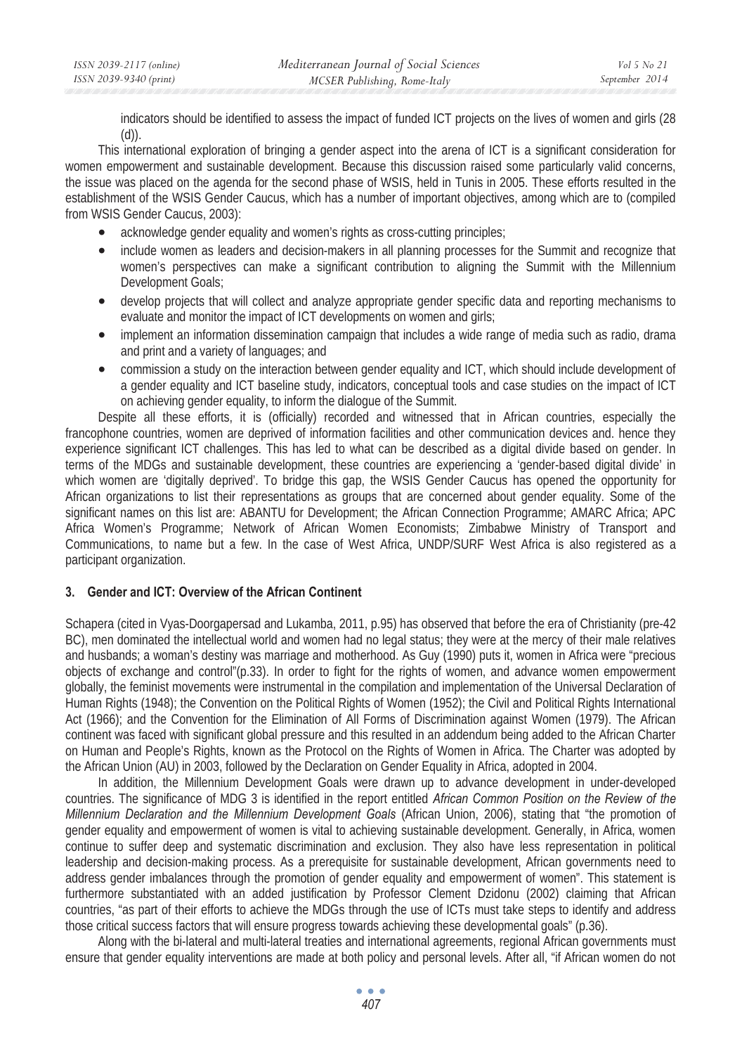indicators should be identified to assess the impact of funded ICT projects on the lives of women and girls (28 (d)).

This international exploration of bringing a gender aspect into the arena of ICT is a significant consideration for women empowerment and sustainable development. Because this discussion raised some particularly valid concerns, the issue was placed on the agenda for the second phase of WSIS, held in Tunis in 2005. These efforts resulted in the establishment of the WSIS Gender Caucus, which has a number of important objectives, among which are to (compiled from WSIS Gender Caucus, 2003):

- acknowledge gender equality and women's rights as cross-cutting principles;
- include women as leaders and decision-makers in all planning processes for the Summit and recognize that women's perspectives can make a significant contribution to aligning the Summit with the Millennium Development Goals;
- develop projects that will collect and analyze appropriate gender specific data and reporting mechanisms to evaluate and monitor the impact of ICT developments on women and girls;
- implement an information dissemination campaign that includes a wide range of media such as radio, drama and print and a variety of languages; and
- commission a study on the interaction between gender equality and ICT, which should include development of a gender equality and ICT baseline study, indicators, conceptual tools and case studies on the impact of ICT on achieving gender equality, to inform the dialogue of the Summit.

Despite all these efforts, it is (officially) recorded and witnessed that in African countries, especially the francophone countries, women are deprived of information facilities and other communication devices and. hence they experience significant ICT challenges. This has led to what can be described as a digital divide based on gender. In terms of the MDGs and sustainable development, these countries are experiencing a 'gender-based digital divide' in which women are 'digitally deprived'. To bridge this gap, the WSIS Gender Caucus has opened the opportunity for African organizations to list their representations as groups that are concerned about gender equality. Some of the significant names on this list are: ABANTU for Development; the African Connection Programme; AMARC Africa; APC Africa Women's Programme; Network of African Women Economists; Zimbabwe Ministry of Transport and Communications, to name but a few. In the case of West Africa, UNDP/SURF West Africa is also registered as a participant organization.

## 3. Gender and ICT: Overview of the African Continent

Schapera (cited in Vyas-Doorgapersad and Lukamba, 2011, p.95) has observed that before the era of Christianity (pre-42 BC), men dominated the intellectual world and women had no legal status; they were at the mercy of their male relatives and husbands; a woman's destiny was marriage and motherhood. As Guy (1990) puts it, women in Africa were "precious objects of exchange and control"(p.33). In order to fight for the rights of women, and advance women empowerment globally, the feminist movements were instrumental in the compilation and implementation of the Universal Declaration of Human Rights (1948); the Convention on the Political Rights of Women (1952); the Civil and Political Rights International Act (1966); and the Convention for the Elimination of All Forms of Discrimination against Women (1979). The African continent was faced with significant global pressure and this resulted in an addendum being added to the African Charter on Human and People's Rights, known as the Protocol on the Rights of Women in Africa. The Charter was adopted by the African Union (AU) in 2003, followed by the Declaration on Gender Equality in Africa, adopted in 2004.

In addition, the Millennium Development Goals were drawn up to advance development in under-developed countries. The significance of MDG 3 is identified in the report entitled *African Common Position on the Review of the Millennium Declaration and the Millennium Development Goals* (African Union, 2006), stating that "the promotion of gender equality and empowerment of women is vital to achieving sustainable development. Generally, in Africa, women continue to suffer deep and systematic discrimination and exclusion. They also have less representation in political leadership and decision-making process. As a prerequisite for sustainable development, African governments need to address gender imbalances through the promotion of gender equality and empowerment of women". This statement is furthermore substantiated with an added justification by Professor Clement Dzidonu (2002) claiming that African countries, "as part of their efforts to achieve the MDGs through the use of ICTs must take steps to identify and address those critical success factors that will ensure progress towards achieving these developmental goals" (p.36).

Along with the bi-lateral and multi-lateral treaties and international agreements, regional African governments must ensure that gender equality interventions are made at both policy and personal levels. After all, "if African women do not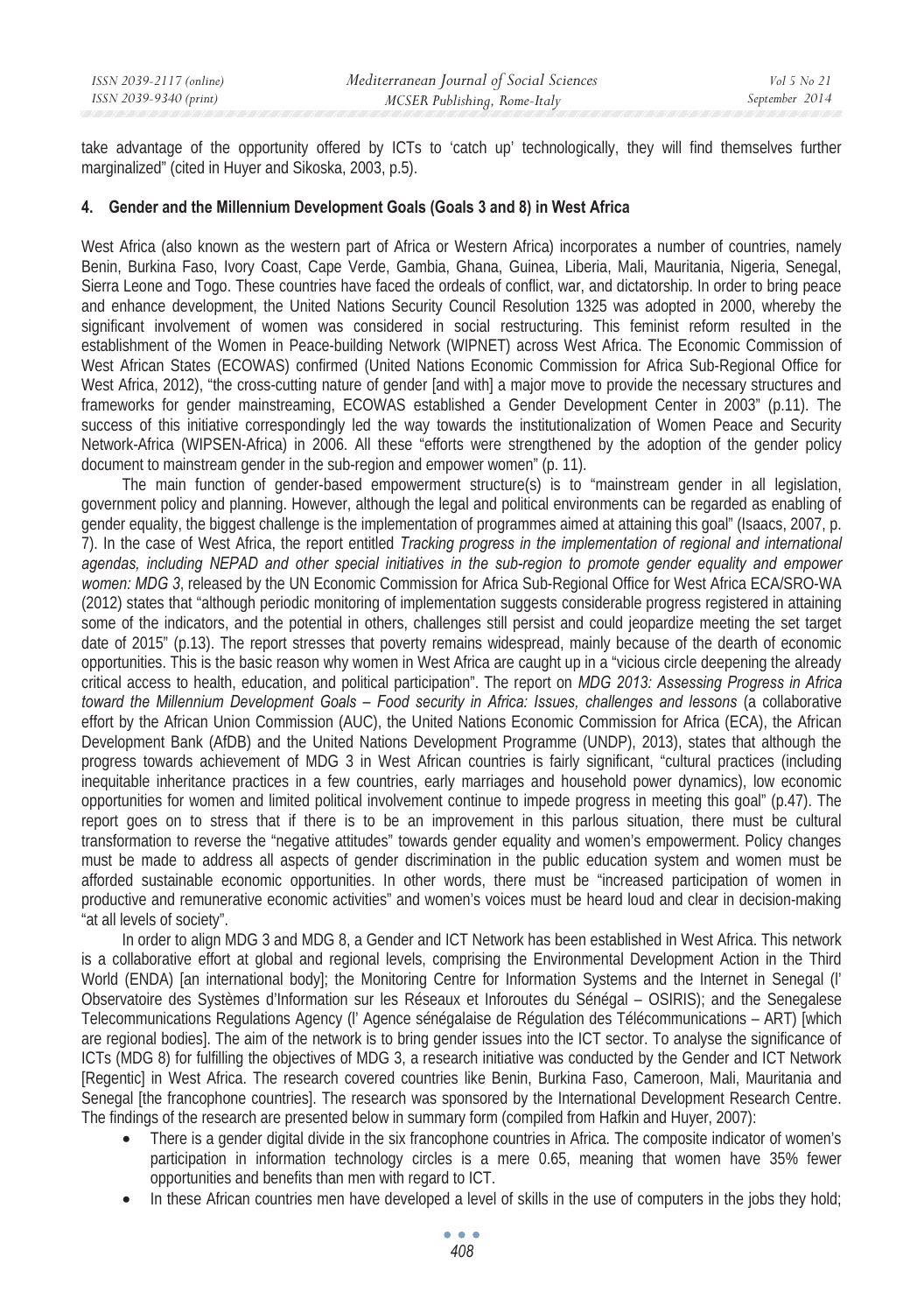take advantage of the opportunity offered by ICTs to 'catch up' technologically, they will find themselves further marginalized" (cited in Huyer and Sikoska, 2003, p.5).

## 4. Gender and the Millennium Development Goals (Goals 3 and 8) in West Africa

West Africa (also known as the western part of Africa or Western Africa) incorporates a number of countries, namely Benin, Burkina Faso, Ivory Coast, Cape Verde, Gambia, Ghana, Guinea, Liberia, Mali, Mauritania, Nigeria, Senegal, Sierra Leone and Togo. These countries have faced the ordeals of conflict, war, and dictatorship. In order to bring peace and enhance development, the United Nations Security Council Resolution 1325 was adopted in 2000, whereby the significant involvement of women was considered in social restructuring. This feminist reform resulted in the establishment of the Women in Peace-building Network (WIPNET) across West Africa. The Economic Commission of West African States (ECOWAS) confirmed (United Nations Economic Commission for Africa Sub-Regional Office for West Africa, 2012), "the cross-cutting nature of gender [and with] a major move to provide the necessary structures and frameworks for gender mainstreaming, ECOWAS established a Gender Development Center in 2003" (p.11). The success of this initiative correspondingly led the way towards the institutionalization of Women Peace and Security Network-Africa (WIPSEN-Africa) in 2006. All these "efforts were strengthened by the adoption of the gender policy document to mainstream gender in the sub-region and empower women" (p. 11).

The main function of gender-based empowerment structure(s) is to "mainstream gender in all legislation, government policy and planning. However, although the legal and political environments can be regarded as enabling of gender equality, the biggest challenge is the implementation of programmes aimed at attaining this goal" (Isaacs, 2007, p. 7). In the case of West Africa, the report entitled *Tracking progress in the implementation of regional and international agendas, including NEPAD and other special initiatives in the sub-region to promote gender equality and empower women: MDG 3*, released by the UN Economic Commission for Africa Sub-Regional Office for West Africa ECA/SRO-WA (2012) states that "although periodic monitoring of implementation suggests considerable progress registered in attaining some of the indicators, and the potential in others, challenges still persist and could jeopardize meeting the set target date of 2015" (p.13). The report stresses that poverty remains widespread, mainly because of the dearth of economic opportunities. This is the basic reason why women in West Africa are caught up in a "vicious circle deepening the already critical access to health, education, and political participation". The report on *MDG 2013: Assessing Progress in Africa toward the Millennium Development Goals – Food security in Africa: Issues, challenges and lessons* (a collaborative effort by the African Union Commission (AUC), the United Nations Economic Commission for Africa (ECA), the African Development Bank (AfDB) and the United Nations Development Programme (UNDP), 2013), states that although the progress towards achievement of MDG 3 in West African countries is fairly significant, "cultural practices (including inequitable inheritance practices in a few countries, early marriages and household power dynamics), low economic opportunities for women and limited political involvement continue to impede progress in meeting this goal" (p.47). The report goes on to stress that if there is to be an improvement in this parlous situation, there must be cultural transformation to reverse the "negative attitudes" towards gender equality and women's empowerment. Policy changes must be made to address all aspects of gender discrimination in the public education system and women must be afforded sustainable economic opportunities. In other words, there must be "increased participation of women in productive and remunerative economic activities" and women's voices must be heard loud and clear in decision-making "at all levels of society".

In order to align MDG 3 and MDG 8, a Gender and ICT Network has been established in West Africa. This network is a collaborative effort at global and regional levels, comprising the Environmental Development Action in the Third World (ENDA) [an international body]; the Monitoring Centre for Information Systems and the Internet in Senegal (l' Observatoire des Systèmes d'Information sur les Réseaux et Inforoutes du Sénégal – OSIRIS); and the Senegalese Telecommunications Regulations Agency (l' Agence sénégalaise de Régulation des Télécommunications – ART) [which are regional bodies]. The aim of the network is to bring gender issues into the ICT sector. To analyse the significance of ICTs (MDG 8) for fulfilling the objectives of MDG 3, a research initiative was conducted by the Gender and ICT Network [Regentic] in West Africa. The research covered countries like Benin, Burkina Faso, Cameroon, Mali, Mauritania and Senegal [the francophone countries]. The research was sponsored by the International Development Research Centre. The findings of the research are presented below in summary form (compiled from Hafkin and Huyer, 2007):

- There is a gender digital divide in the six francophone countries in Africa. The composite indicator of women's participation in information technology circles is a mere 0.65, meaning that women have 35% fewer opportunities and benefits than men with regard to ICT.
- In these African countries men have developed a level of skills in the use of computers in the jobs they hold;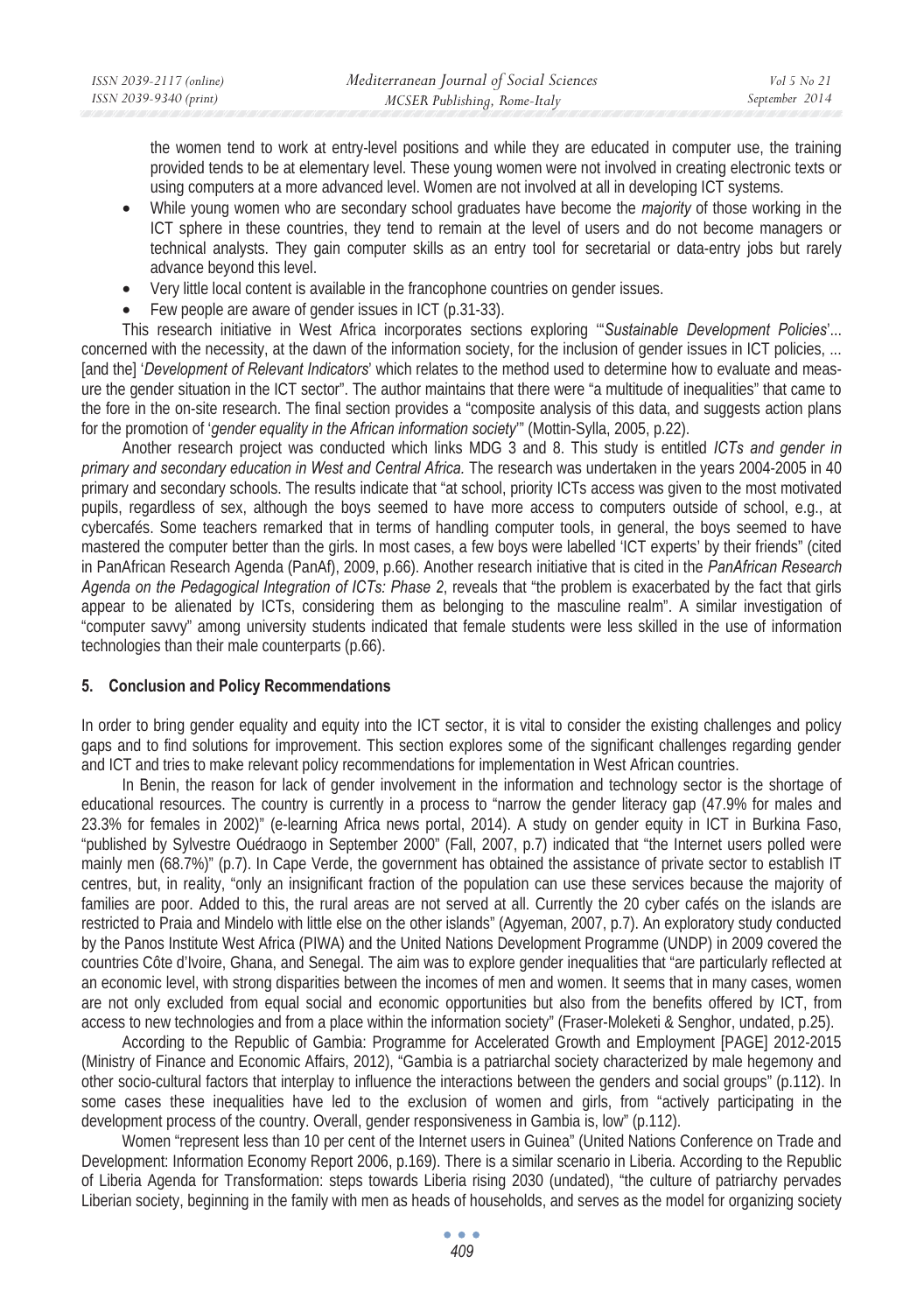the women tend to work at entry-level positions and while they are educated in computer use, the training provided tends to be at elementary level. These young women were not involved in creating electronic texts or using computers at a more advanced level. Women are not involved at all in developing ICT systems.

- While young women who are secondary school graduates have become the *majority* of those working in the ICT sphere in these countries, they tend to remain at the level of users and do not become managers or technical analysts. They gain computer skills as an entry tool for secretarial or data-entry jobs but rarely advance beyond this level.
- Very little local content is available in the francophone countries on gender issues.
- Few people are aware of gender issues in ICT (p.31-33).

This research initiative in West Africa incorporates sections exploring '"*Sustainable Development Policies*'... concerned with the necessity, at the dawn of the information society, for the inclusion of gender issues in ICT policies, ... [and the] '*Development of Relevant Indicators*' which relates to the method used to determine how to evaluate and measure the gender situation in the ICT sector". The author maintains that there were "a multitude of inequalities" that came to the fore in the on-site research. The final section provides a "composite analysis of this data, and suggests action plans for the promotion of '*gender equality in the African information society*'" (Mottin-Sylla, 2005, p.22).

Another research project was conducted which links MDG 3 and 8. This study is entitled *ICTs and gender in primary and secondary education in West and Central Africa.* The research was undertaken in the years 2004-2005 in 40 primary and secondary schools. The results indicate that "at school, priority ICTs access was given to the most motivated pupils, regardless of sex, although the boys seemed to have more access to computers outside of school, e.g., at cybercafés. Some teachers remarked that in terms of handling computer tools, in general, the boys seemed to have mastered the computer better than the girls. In most cases, a few boys were labelled 'ICT experts' by their friends" (cited in PanAfrican Research Agenda (PanAf), 2009, p.66). Another research initiative that is cited in the *PanAfrican Research Agenda on the Pedagogical Integration of ICTs: Phase* 2, reveals that "the problem is exacerbated by the fact that girls appear to be alienated by ICTs, considering them as belonging to the masculine realm". A similar investigation of "computer savvy" among university students indicated that female students were less skilled in the use of information technologies than their male counterparts (p.66).

## 5. Conclusion and Policy Recommendations

In order to bring gender equality and equity into the ICT sector, it is vital to consider the existing challenges and policy gaps and to find solutions for improvement. This section explores some of the significant challenges regarding gender and ICT and tries to make relevant policy recommendations for implementation in West African countries.

In Benin, the reason for lack of gender involvement in the information and technology sector is the shortage of educational resources. The country is currently in a process to "narrow the gender literacy gap (47.9% for males and 23.3% for females in 2002)" (e-learning Africa news portal, 2014). A study on gender equity in ICT in Burkina Faso, "published by Sylvestre Ouédraogo in September 2000" (Fall, 2007, p.7) indicated that "the Internet users polled were mainly men (68.7%)" (p.7). In Cape Verde, the government has obtained the assistance of private sector to establish IT centres, but, in reality, "only an insignificant fraction of the population can use these services because the majority of families are poor. Added to this, the rural areas are not served at all. Currently the 20 cyber cafés on the islands are restricted to Praia and Mindelo with little else on the other islands" (Agyeman, 2007, p.7). An exploratory study conducted by the Panos Institute West Africa (PIWA) and the United Nations Development Programme (UNDP) in 2009 covered the countries Côte d'Ivoire, Ghana, and Senegal. The aim was to explore gender inequalities that "are particularly reflected at an economic level, with strong disparities between the incomes of men and women. It seems that in many cases, women are not only excluded from equal social and economic opportunities but also from the benefits offered by ICT, from access to new technologies and from a place within the information society" (Fraser-Moleketi & Senghor, undated, p.25).

According to the Republic of Gambia: Programme for Accelerated Growth and Employment [PAGE] 2012-2015 (Ministry of Finance and Economic Affairs, 2012), "Gambia is a patriarchal society characterized by male hegemony and other socio-cultural factors that interplay to influence the interactions between the genders and social groups" (p.112). In some cases these inequalities have led to the exclusion of women and girls, from "actively participating in the development process of the country. Overall, gender responsiveness in Gambia is, low" (p.112).

Women "represent less than 10 per cent of the Internet users in Guinea" (United Nations Conference on Trade and Development: Information Economy Report 2006, p.169). There is a similar scenario in Liberia. According to the Republic of Liberia Agenda for Transformation: steps towards Liberia rising 2030 (undated), "the culture of patriarchy pervades Liberian society, beginning in the family with men as heads of households, and serves as the model for organizing society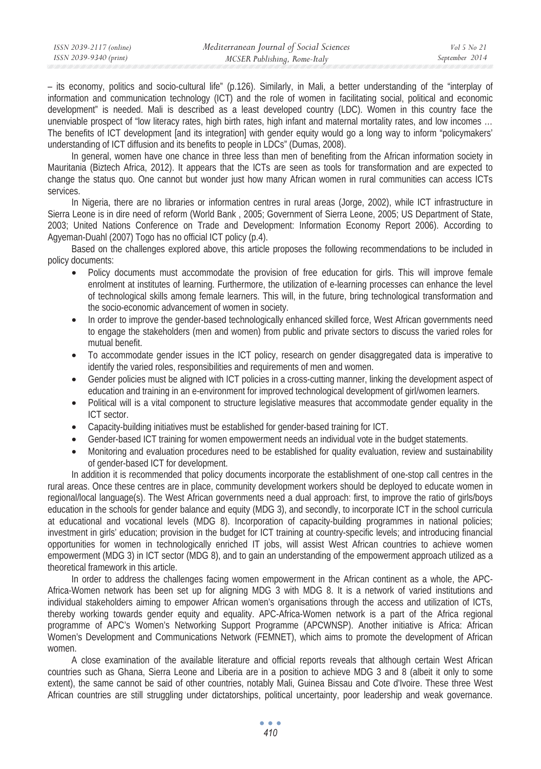– its economy, politics and socio-cultural life" (p.126). Similarly, in Mali, a better understanding of the "interplay of information and communication technology (ICT) and the role of women in facilitating social, political and economic development" is needed. Mali is described as a least developed country (LDC). Women in this country face the unenviable prospect of "low literacy rates, high birth rates, high infant and maternal mortality rates, and low incomes … The benefits of ICT development [and its integration] with gender equity would go a long way to inform "policymakers' understanding of ICT diffusion and its benefits to people in LDCs" (Dumas, 2008).

In general, women have one chance in three less than men of benefiting from the African information society in Mauritania (Biztech Africa, 2012). It appears that the ICTs are seen as tools for transformation and are expected to change the status quo. One cannot but wonder just how many African women in rural communities can access ICTs services.

In Nigeria, there are no libraries or information centres in rural areas (Jorge, 2002), while ICT infrastructure in Sierra Leone is in dire need of reform (World Bank , 2005; Government of Sierra Leone, 2005; US Department of State, 2003; United Nations Conference on Trade and Development: Information Economy Report 2006). According to Agyeman-Duahl (2007) Togo has no official ICT policy (p.4).

Based on the challenges explored above, this article proposes the following recommendations to be included in policy documents:

- Policy documents must accommodate the provision of free education for girls. This will improve female enrolment at institutes of learning. Furthermore, the utilization of e-learning processes can enhance the level of technological skills among female learners. This will, in the future, bring technological transformation and the socio-economic advancement of women in society.
- In order to improve the gender-based technologically enhanced skilled force, West African governments need to engage the stakeholders (men and women) from public and private sectors to discuss the varied roles for mutual benefit.
- To accommodate gender issues in the ICT policy, research on gender disaggregated data is imperative to identify the varied roles, responsibilities and requirements of men and women.
- Gender policies must be aligned with ICT policies in a cross-cutting manner, linking the development aspect of education and training in an e-environment for improved technological development of girl/women learners.
- Political will is a vital component to structure legislative measures that accommodate gender equality in the ICT sector.
- Capacity-building initiatives must be established for gender-based training for ICT.
- Gender-based ICT training for women empowerment needs an individual vote in the budget statements.
- Monitoring and evaluation procedures need to be established for quality evaluation, review and sustainability of gender-based ICT for development.

In addition it is recommended that policy documents incorporate the establishment of one-stop call centres in the rural areas. Once these centres are in place, community development workers should be deployed to educate women in regional/local language(s). The West African governments need a dual approach: first, to improve the ratio of girls/boys education in the schools for gender balance and equity (MDG 3), and secondly, to incorporate ICT in the school curricula at educational and vocational levels (MDG 8). Incorporation of capacity-building programmes in national policies; investment in girls' education; provision in the budget for ICT training at country-specific levels; and introducing financial opportunities for women in technologically enriched IT jobs, will assist West African countries to achieve women empowerment (MDG 3) in ICT sector (MDG 8), and to gain an understanding of the empowerment approach utilized as a theoretical framework in this article.

In order to address the challenges facing women empowerment in the African continent as a whole, the APC-Africa-Women network has been set up for aligning MDG 3 with MDG 8. It is a network of varied institutions and individual stakeholders aiming to empower African women's organisations through the access and utilization of ICTs, thereby working towards gender equity and equality. APC-Africa-Women network is a part of the Africa regional programme of APC's Women's Networking Support Programme (APCWNSP). Another initiative is Africa: African Women's Development and Communications Network (FEMNET), which aims to promote the development of African women.

A close examination of the available literature and official reports reveals that although certain West African countries such as Ghana, Sierra Leone and Liberia are in a position to achieve MDG 3 and 8 (albeit it only to some extent), the same cannot be said of other countries, notably Mali, Guinea Bissau and Cote d'Ivoire. These three West African countries are still struggling under dictatorships, political uncertainty, poor leadership and weak governance.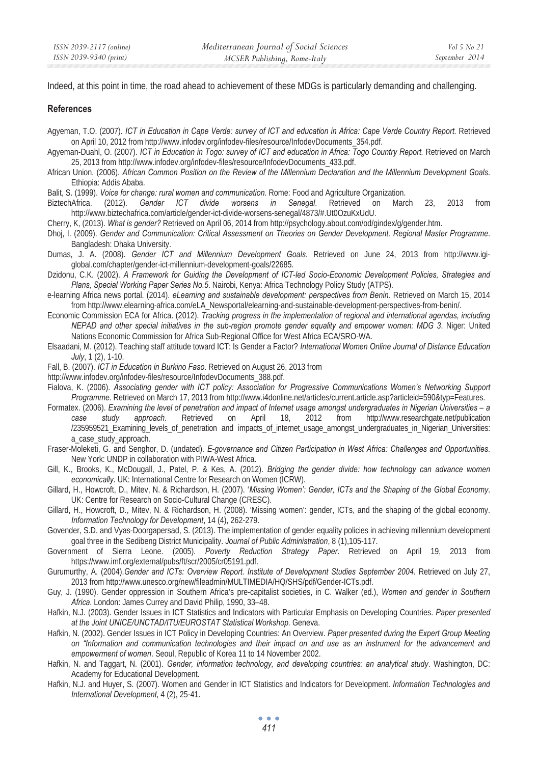Indeed, at this point in time, the road ahead to achievement of these MDGs is particularly demanding and challenging.

## References

Agyeman, T.O. (2007). *ICT in Education in Cape Verde: survey of ICT and education in Africa: Cape Verde Country Report.* Retrieved on April 10, 2012 from http://www.infodev.org/infodev-files/resource/InfodevDocuments_354.pdf.

Agyeman-Duahl, O. (2007). *ICT in Education in Togo: survey of ICT and education in Africa: Togo Country Report.* Retrieved on March 25, 2013 from http://www.infodev.org/infodev-files/resource/InfodevDocuments_433.pdf.

African Union. (2006). *African Common Position on the Review of the Millennium Declaration and the Millennium Development Goals*. Ethiopia: Addis Ababa.

Balit, S. (1999). *Voice for change: rural women and communication*. Rome: Food and Agriculture Organization.

BiztechAfrica. (2012). *Gender ICT divide worsens in Senegal*. Retrieved on March 23, 2013 from http://www.biztechafrica.com/article/gender-ict-divide-worsens-senegal/4873/#.Ut0OzuKxUdU.

Cherry, K, (2013). *What is gender?* Retrieved on April 06, 2014 from http://psychology.about.com/od/gindex/g/gender.htm.

Dhoj, I. (2009). *Gender and Communication: Critical Assessment on Theories on Gender Development. Regional Master Programme*. Bangladesh: Dhaka University.

Dumas, J. A. (2008). *Gender ICT and Millennium Development Goals*. Retrieved on June 24, 2013 from http://www.igi-global.com/chapter/gender-ict-millennium-development-goals/22685.

Dzidonu, C.K. (2002). *A Framework for Guiding the Development of ICT-led Socio-Economic Development Policies, Strategies and Plans, Special Working Paper Series No.5*. Nairobi, Kenya: Africa Technology Policy Study (ATPS).

e-learning Africa news portal. (2014). *eLearning and sustainable development: perspectives from Benin*. Retrieved on March 15, 2014 from http://www.elearning-africa.com/eLA_Newsportal/elearning-and-sustainable-development-perspectives-from-benin/.

Economic Commission ECA for Africa. (2012). *Tracking progress in the implementation of regional and international agendas, including NEPAD and other special initiatives in the sub-region promote gender equality and empower women: MDG 3*. Niger: United Nations Economic Commission for Africa Sub-Regional Office for West Africa ECA/SRO-WA.

Elsaadani, M. (2012). Teaching staff attitude toward ICT: Is Gender a Factor? *International Women Online Journal of Distance Education July*, 1 (2), 1-10.

Fall, B. (2007). *ICT in Education in Burkino Faso*. Retrieved on August 26, 2013 from
http://www.infodev.org/infodev-files/resource/InfodevDocuments_388.pdf.

Fialova, K. (2006). *Associating gender with ICT policy: Association for Progressive Communications Women's Networking Support Programme*. Retrieved on March 17, 2013 from http://www.i4donline.net/articles/current.article.asp?articleid=590&typ=Features.

Formatex. (2006). *Examining the level of penetration and impact of Internet usage amongst undergraduates in Nigerian Universities – a case study approach*. Retrieved on April 18, 2012 from http://www.researchgate.net/publication /235959521_Examining_levels_of_penetration and impacts_of_internet_usage_amongst_undergraduates_in_Nigerian_Universities: a_case_study_approach.

Fraser-Moleketi, G. and Senghor, D. (undated). *E-governance and Citizen Participation in West Africa: Challenges and Opportunities*. New York: UNDP in collaboration with PIWA-West Africa.

Gill, K., Brooks, K., McDougall, J., Patel, P. & Kes, A. (2012). *Bridging the gender divide: how technology can advance women economically*. UK: International Centre for Research on Women (ICRW).

Gillard, H., Howcroft, D., Mitev, N. & Richardson, H. (2007). '*Missing Women': Gender, ICTs and the Shaping of the Global Economy*. UK: Centre for Research on Socio-Cultural Change (CRESC).

Gillard, H., Howcroft, D., Mitev, N. & Richardson, H. (2008). 'Missing women': gender, ICTs, and the shaping of the global economy. *Information Technology for Development*, 14 (4), 262-279.

Govender, S.D. and Vyas-Doorgapersad, S. (2013). The implementation of gender equality policies in achieving millennium development goal three in the Sedibeng District Municipality. *Journal of Public Administration*, 8 (1),105-117.

Government of Sierra Leone. (2005). *Poverty Reduction Strategy Paper*. Retrieved on April 19, 2013 from https://www.imf.org/external/pubs/ft/scr/2005/cr05191.pdf.

Gurumurthy, A. (2004).*Gender and ICTs: Overview Report. Institute of Development Studies September 2004*. Retrieved on July 27, 2013 from http://www.unesco.org/new/fileadmin/MULTIMEDIA/HQ/SHS/pdf/Gender-ICTs.pdf.

Guy, J. (1990). Gender oppression in Southern Africa's pre-capitalist societies, in C. Walker (ed.), *Women and gender in Southern Africa*. London: James Currey and David Philip, 1990, 33–48.

Hafkin, N.J. (2003). Gender Issues in ICT Statistics and Indicators with Particular Emphasis on Developing Countries. *Paper presented at the Joint UNICE/UNCTAD/ITU/EUROSTAT Statistical Workshop.* Geneva.

Hafkin, N. (2002). Gender Issues in ICT Policy in Developing Countries: An Overview. *Paper presented during the Expert Group Meeting on "Information and communication technologies and their impact on and use as an instrument for the advancement and empowerment of women*. Seoul, Republic of Korea 11 to 14 November 2002.

Hafkin, N. and Taggart, N. (2001). *Gender, information technology, and developing countries: an analytical study*. Washington, DC: Academy for Educational Development.

Hafkin, N.J. and Huyer, S. (2007). Women and Gender in ICT Statistics and Indicators for Development. *Information Technologies and International Development*, 4 (2), 25-41.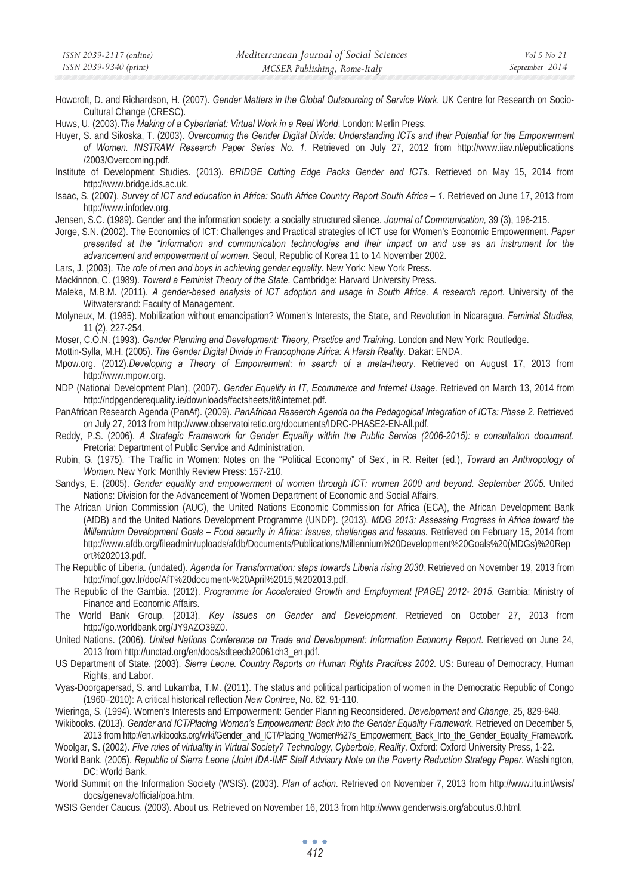Howcroft, D. and Richardson, H. (2007). *Gender Matters in the Global Outsourcing of Service Work*. UK Centre for Research on Socio-Cultural Change (CRESC).

Huws, U. (2003).*The Making of a Cybertariat: Virtual Work in a Real World*. London: Merlin Press.

Huyer, S. and Sikoska, T. (2003). *Overcoming the Gender Digital Divide: Understanding ICTs and their Potential for the Empowerment of Women. INSTRAW Research Paper Series No. 1.* Retrieved on July 27, 2012 from http://www.iiav.nl/epublications /2003/Overcoming.pdf.

Institute of Development Studies. (2013). *BRIDGE Cutting Edge Packs Gender and ICTs*. Retrieved on May 15, 2014 from http://www.bridge.ids.ac.uk.

Isaac, S. (2007). *Survey of ICT and education in Africa: South Africa Country Report South Africa – 1.* Retrieved on June 17, 2013 from http://www.infodev.org.

Jensen, S.C. (1989). Gender and the information society: a socially structured silence. *Journal of Communication,* 39 (3), 196-215.

Jorge, S.N. (2002). The Economics of ICT: Challenges and Practical strategies of ICT use for Women's Economic Empowerment. *Paper presented at the "Information and communication technologies and their impact on and use as an instrument for the advancement and empowerment of women.* Seoul, Republic of Korea 11 to 14 November 2002.

Lars, J. (2003). *The role of men and boys in achieving gender equality*. New York: New York Press.

Mackinnon, C. (1989). *Toward a Feminist Theory of the State*. Cambridge: Harvard University Press.

Maleka, M.B.M. (2011). *A gender-based analysis of ICT adoption and usage in South Africa. A research report*. University of the Witwatersrand: Faculty of Management.

Molyneux, M. (1985). Mobilization without emancipation? Women's Interests, the State, and Revolution in Nicaragua. *Feminist Studies*, 11 (2), 227-254.

Moser, C.O.N. (1993). *Gender Planning and Development: Theory, Practice and Training*. London and New York: Routledge.

Mottin-Sylla, M.H. (2005). *The Gender Digital Divide in Francophone Africa: A Harsh Reality*. Dakar: ENDA.

Mpow.org. (2012).*Developing a Theory of Empowerment: in search of a meta-theory*. Retrieved on August 17, 2013 from http://www.mpow.org.

NDP (National Development Plan), (2007). *Gender Equality in IT, Ecommerce and Internet Usage.* Retrieved on March 13, 2014 from http://ndpgenderequality.ie/downloads/factsheets/it&internet.pdf.

PanAfrican Research Agenda (PanAf). (2009). *PanAfrican Research Agenda on the Pedagogical Integration of ICTs: Phase 2.* Retrieved on July 27, 2013 from http://www.observatoiretic.org/documents/IDRC-PHASE2-EN-All.pdf.

Reddy, P.S. (2006). *A Strategic Framework for Gender Equality within the Public Service (2006-2015): a consultation document*. Pretoria: Department of Public Service and Administration.

Rubin, G. (1975). 'The Traffic in Women: Notes on the "Political Economy" of Sex', in R. Reiter (ed.), *Toward an Anthropology of Women*. New York: Monthly Review Press: 157-210.

Sandys, E. (2005). *Gender equality and empowerment of women through ICT: women 2000 and beyond. September 2005.* United Nations: Division for the Advancement of Women Department of Economic and Social Affairs.

The African Union Commission (AUC), the United Nations Economic Commission for Africa (ECA), the African Development Bank (AfDB) and the United Nations Development Programme (UNDP). (2013). *MDG 2013: Assessing Progress in Africa toward the Millennium Development Goals – Food security in Africa: Issues, challenges and lessons.* Retrieved on February 15, 2014 from http://www.afdb.org/fileadmin/uploads/afdb/Documents/Publications/Millennium%20Development%20Goals%20(MDGs)%20Report%202013.pdf.

The Republic of Liberia. (undated). *Agenda for Transformation: steps towards Liberia rising 2030.* Retrieved on November 19, 2013 from http://mof.gov.lr/doc/AfT%20document-%20April%2015,%202013.pdf.

The Republic of the Gambia. (2012). *Programme for Accelerated Growth and Employment [PAGE] 2012- 2015.* Gambia: Ministry of Finance and Economic Affairs.

The World Bank Group. (2013). *Key Issues on Gender and Development.* Retrieved on October 27, 2013 from http://go.worldbank.org/JY9AZO39Z0.

United Nations. (2006). *United Nations Conference on Trade and Development: Information Economy Report.* Retrieved on June 24, 2013 from http://unctad.org/en/docs/sdteecb20061ch3_en.pdf.

US Department of State. (2003). *Sierra Leone. Country Reports on Human Rights Practices 2002*. US: Bureau of Democracy, Human Rights, and Labor.

Vyas-Doorgapersad, S. and Lukamba, T.M. (2011). The status and political participation of women in the Democratic Republic of Congo (1960–2010): A critical historical reflection *New Contree*, No. 62, 91-110.

Wieringa, S. (1994). Women's Interests and Empowerment: Gender Planning Reconsidered. *Development and Change*, 25, 829-848.

Wikibooks. (2013). *Gender and ICT/Placing Women's Empowerment: Back into the Gender Equality Framework*. Retrieved on December 5, 2013 from http://en.wikibooks.org/wiki/Gender_and_ICT/Placing_Women%27s_Empowerment_Back_Into_the_Gender_Equality_Framework.

Woolgar, S. (2002). *Five rules of virtuality in Virtual Society? Technology, Cyberbole, Reality*. Oxford: Oxford University Press, 1-22.

World Bank. (2005). *Republic of Sierra Leone (Joint IDA-IMF Staff Advisory Note on the Poverty Reduction Strategy Paper*. Washington, DC: World Bank.

World Summit on the Information Society (WSIS). (2003). *Plan of action*. Retrieved on November 7, 2013 from http://www.itu.int/wsis/docs/geneva/official/poa.htm.

WSIS Gender Caucus. (2003). About us. Retrieved on November 16, 2013 from http://www.genderwsis.org/aboutus.0.html.